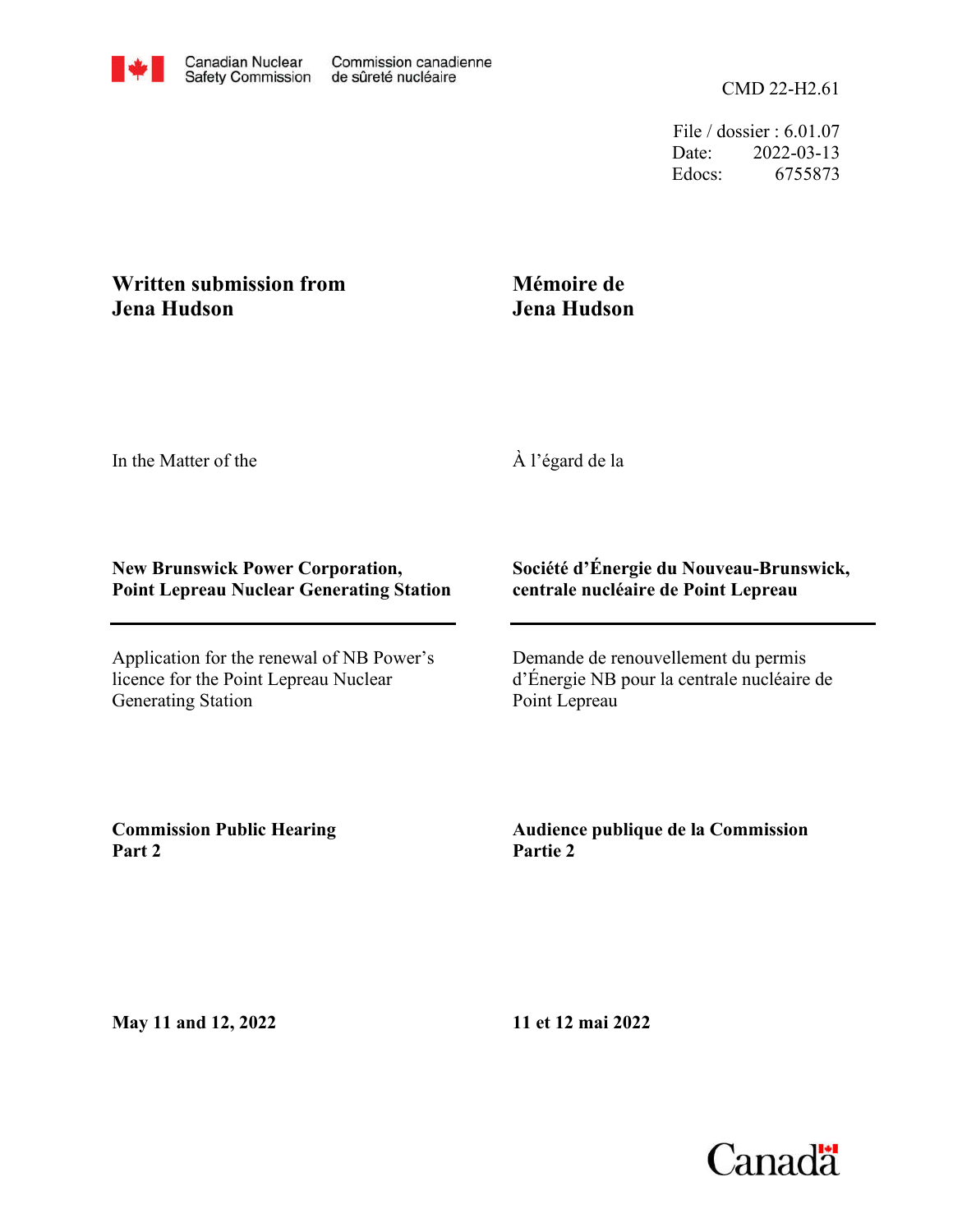Canadian Nuclear Safety Commission / Commission canadienne de sûreté nucléaire

CMD 22-H2.61

File / dossier : 6.01.07
Date: 2022-03-13
Edocs: 6755873

**Written submission from Jena Hudson**

**Mémoire de Jena Hudson**

In the Matter of the

À l'égard de la

**New Brunswick Power Corporation, Point Lepreau Nuclear Generating Station**

**Société d'Énergie du Nouveau-Brunswick, centrale nucléaire de Point Lepreau**

Application for the renewal of NB Power's licence for the Point Lepreau Nuclear Generating Station

Demande de renouvellement du permis d'Énergie NB pour la centrale nucléaire de Point Lepreau

**Commission Public Hearing Part 2**

**Audience publique de la Commission Partie 2**

**May 11 and 12, 2022**

**11 et 12 mai 2022**

Canada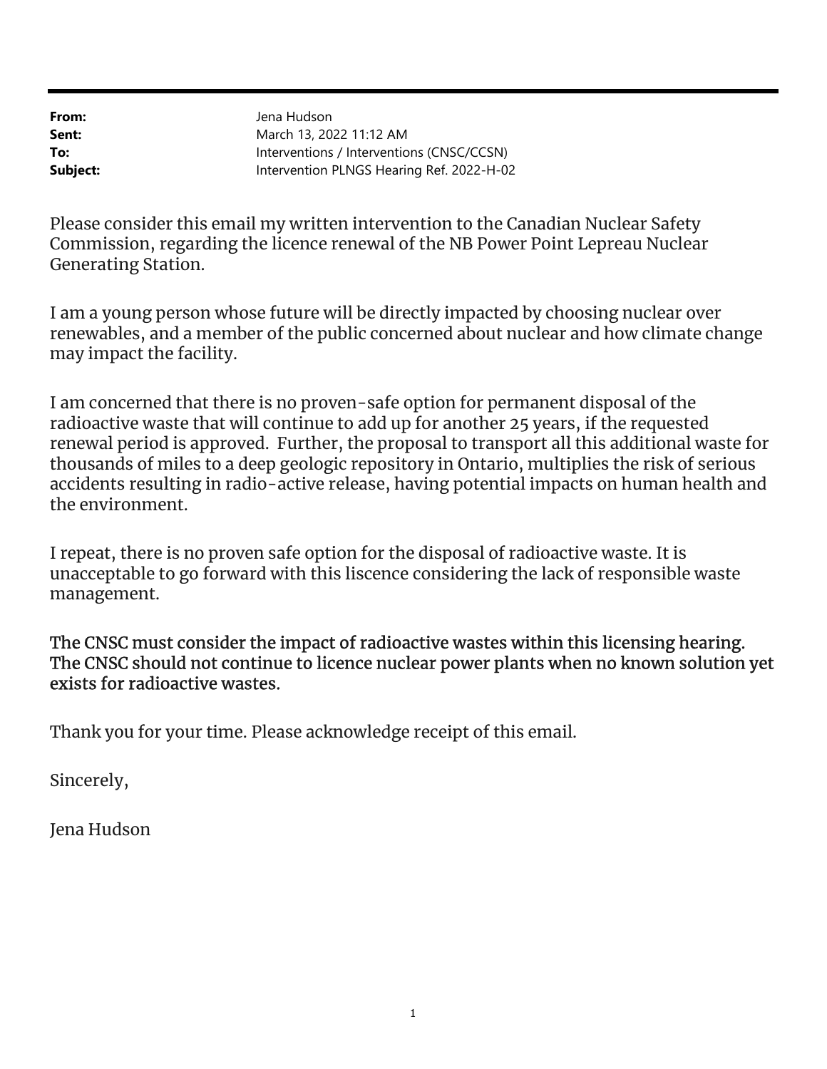**From:** Jena Hudson
**Sent:** March 13, 2022 11:12 AM
**To:** Interventions / Interventions (CNSC/CCSN)
**Subject:** Intervention PLNGS Hearing Ref. 2022-H-02

Please consider this email my written intervention to the Canadian Nuclear Safety Commission, regarding the licence renewal of the NB Power Point Lepreau Nuclear Generating Station.

I am a young person whose future will be directly impacted by choosing nuclear over renewables, and a member of the public concerned about nuclear and how climate change may impact the facility.

I am concerned that there is no proven-safe option for permanent disposal of the radioactive waste that will continue to add up for another 25 years, if the requested renewal period is approved. Further, the proposal to transport all this additional waste for thousands of miles to a deep geologic repository in Ontario, multiplies the risk of serious accidents resulting in radio-active release, having potential impacts on human health and the environment.

I repeat, there is no proven safe option for the disposal of radioactive waste. It is unacceptable to go forward with this liscence considering the lack of responsible waste management.

**The CNSC must consider the impact of radioactive wastes within this licensing hearing. The CNSC should not continue to licence nuclear power plants when no known solution yet exists for radioactive wastes.**

Thank you for your time. Please acknowledge receipt of this email.

Sincerely,

Jena Hudson